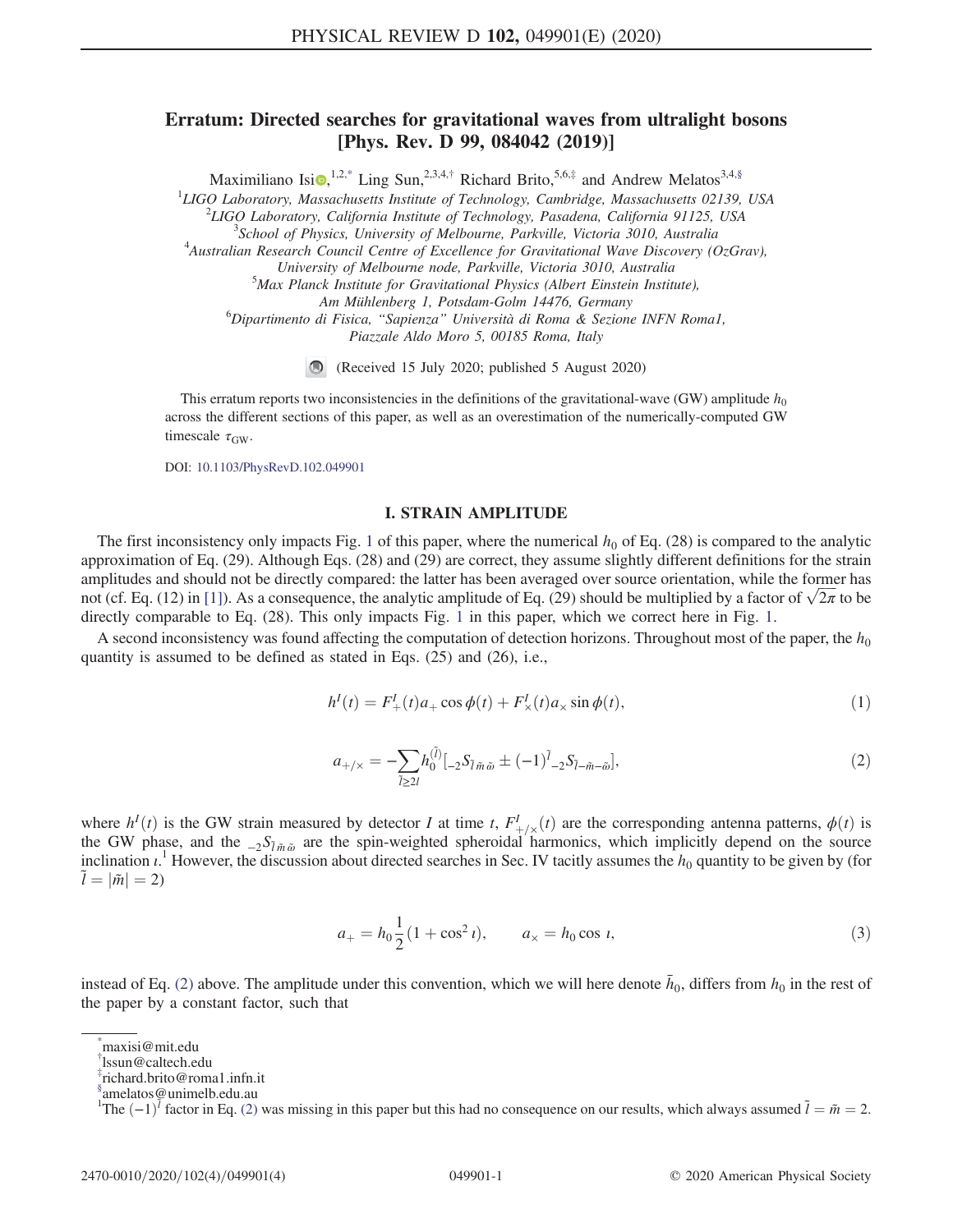# Erratum: Directed searches for gravitational waves from ultralight bosons [Phys. Rev. D 99, 084042 (2019)]

Maximiliano Isi,[1,2,*] Ling Sun,[2,3,4,†] Richard Brito,[5,6,‡] and Andrew Melatos[3,4,§]

[1]LIGO Laboratory, Massachusetts Institute of Technology, Cambridge, Massachusetts 02139, USA
[2]LIGO Laboratory, California Institute of Technology, Pasadena, California 91125, USA
[3]School of Physics, University of Melbourne, Parkville, Victoria 3010, Australia
[4]Australian Research Council Centre of Excellence for Gravitational Wave Discovery (OzGrav), University of Melbourne node, Parkville, Victoria 3010, Australia
[5]Max Planck Institute for Gravitational Physics (Albert Einstein Institute), Am Mühlenberg 1, Potsdam-Golm 14476, Germany
[6]Dipartimento di Fisica, "Sapienza" Università di Roma & Sezione INFN Roma1, Piazzale Aldo Moro 5, 00185 Roma, Italy

(Received 15 July 2020; published 5 August 2020)

This erratum reports two inconsistencies in the definitions of the gravitational-wave (GW) amplitude $h_0$ across the different sections of this paper, as well as an overestimation of the numerically-computed GW timescale $\tau_{\rm GW}$.

DOI: 10.1103/PhysRevD.102.049901

## I. STRAIN AMPLITUDE

The first inconsistency only impacts Fig. 1 of this paper, where the numerical $h_0$ of Eq. (28) is compared to the analytic approximation of Eq. (29). Although Eqs. (28) and (29) are correct, they assume slightly different definitions for the strain amplitudes and should not be directly compared: the latter has been averaged over source orientation, while the former has not (cf. Eq. (12) in [1]). As a consequence, the analytic amplitude of Eq. (29) should be multiplied by a factor of $\sqrt{2\pi}$ to be directly comparable to Eq. (28). This only impacts Fig. 1 in this paper, which we correct here in Fig. 1.

A second inconsistency was found affecting the computation of detection horizons. Throughout most of the paper, the $h_0$ quantity is assumed to be defined as stated in Eqs. (25) and (26), i.e.,

$$h^I(t) = F_+^I(t) a_+ \cos\phi(t) + F_\times^I(t) a_\times \sin\phi(t), \tag{1}$$

$$a_{+/\times} = -\sum_{\tilde{l} \geq 2l} h_0^{(\tilde{l})} [{}_{-2}S_{\tilde{l}\tilde{m}\tilde{\omega}} \pm (-1)^{\tilde{l}} {}_{-2}S_{\tilde{l}-\tilde{m}-\tilde{\omega}}], \tag{2}$$

where $h^I(t)$ is the GW strain measured by detector $I$ at time $t$, $F_{+/\times}^I(t)$ are the corresponding antenna patterns, $\phi(t)$ is the GW phase, and the ${}_{-2}S_{\tilde{l}\tilde{m}\tilde{\omega}}$ are the spin-weighted spheroidal harmonics, which implicitly depend on the source inclination $\iota$.[1] However, the discussion about directed searches in Sec. IV tacitly assumes the $h_0$ quantity to be given by (for $\tilde{l} = |\tilde{m}| = 2$)

$$a_+ = h_0 \frac{1}{2}(1 + \cos^2\iota), \qquad a_\times = h_0 \cos\iota, \tag{3}$$

instead of Eq. (2) above. The amplitude under this convention, which we will here denote $\bar{h}_0$, differs from $h_0$ in the rest of the paper by a constant factor, such that

---

*maxisi@mit.edu
†lssun@caltech.edu
‡richard.brito@roma1.infn.it
§amelatos@unimelb.edu.au
[1]The $(-1)^{\tilde{l}}$ factor in Eq. (2) was missing in this paper but this had no consequence on our results, which always assumed $\tilde{l} = \tilde{m} = 2$.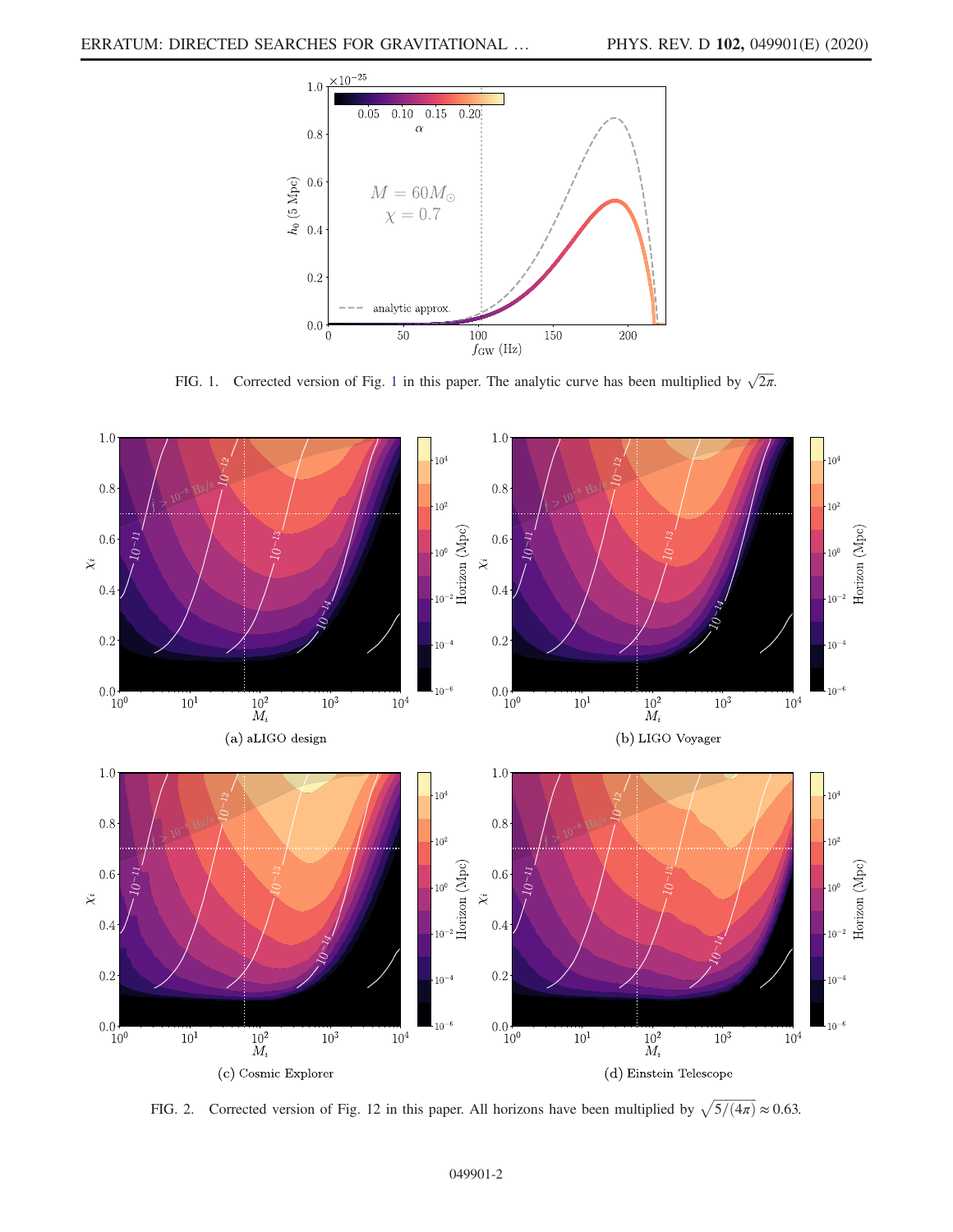FIG. 1. Corrected version of Fig. 1 in this paper. The analytic curve has been multiplied by $\sqrt{2\pi}$.

(a) aLIGO design

(b) LIGO Voyager

(c) Cosmic Explorer

(d) Einstein Telescope

FIG. 2. Corrected version of Fig. 12 in this paper. All horizons have been multiplied by $\sqrt{5/(4\pi)} \approx 0.63$.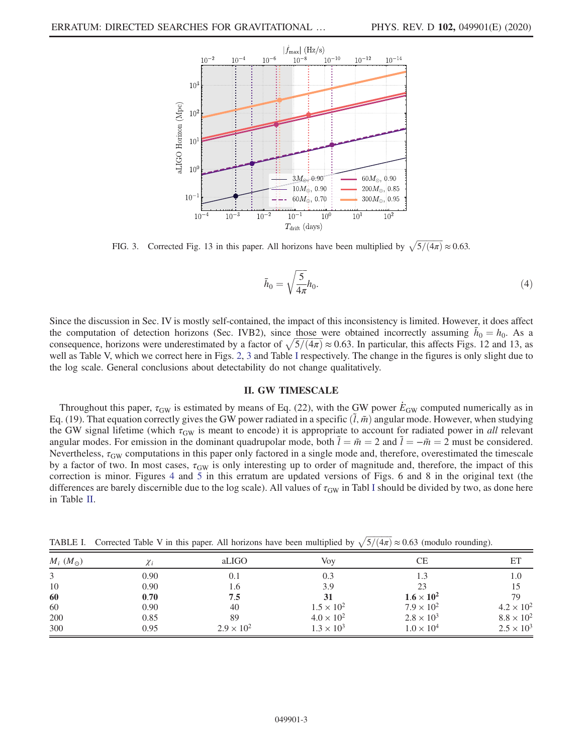FIG. 3. Corrected Fig. 13 in this paper. All horizons have been multiplied by $\sqrt{5/(4\pi)} \approx 0.63$.

$$\bar{h}_0 = \sqrt{\frac{5}{4\pi}} h_0. \tag{4}$$

Since the discussion in Sec. IV is mostly self-contained, the impact of this inconsistency is limited. However, it does affect the computation of detection horizons (Sec. IV B 2), since those were obtained incorrectly assuming $\bar{h}_0 = h_0$. As a consequence, horizons were underestimated by a factor of $\sqrt{5/(4\pi)} \approx 0.63$. In particular, this affects Figs. 12 and 13, as well as Table V, which we correct here in Figs. 2, 3 and Table I respectively. The change in the figures is only slight due to the log scale. General conclusions about detectability do not change qualitatively.

## II. GW TIMESCALE

Throughout this paper, $\tau_{\rm GW}$ is estimated by means of Eq. (22), with the GW power $\dot{E}_{\rm GW}$ computed numerically as in Eq. (19). That equation correctly gives the GW power radiated in a specific $(\tilde{l}, \tilde{m})$ angular mode. However, when studying the GW signal lifetime (which $\tau_{\rm GW}$ is meant to encode) it is appropriate to account for radiated power in *all* relevant angular modes. For emission in the dominant quadrupolar mode, both $\tilde{l} = \tilde{m} = 2$ and $\tilde{l} = -\tilde{m} = 2$ must be considered. Nevertheless, $\tau_{\rm GW}$ computations in this paper only factored in a single mode and, therefore, overestimated the timescale by a factor of two. In most cases, $\tau_{\rm GW}$ is only interesting up to order of magnitude and, therefore, the impact of this correction is minor. Figures 4 and 5 in this erratum are updated versions of Figs. 6 and 8 in the original text (the differences are barely discernible due to the log scale). All values of $\tau_{\rm GW}$ in Tabl I should be divided by two, as done here in Table II.

TABLE I. Corrected Table V in this paper. All horizons have been multiplied by $\sqrt{5/(4\pi)} \approx 0.63$ (modulo rounding).

| $M_i$ ($M_\odot$) | $\chi_i$ | aLIGO | Voy | CE | ET |
|---|---|---|---|---|---|
| 3 | 0.90 | 0.1 | 0.3 | 1.3 | 1.0 |
| 10 | 0.90 | 1.6 | 3.9 | 23 | 15 |
| **60** | **0.70** | **7.5** | **31** | $\mathbf{1.6 \times 10^2}$ | 79 |
| 60 | 0.90 | 40 | $1.5 \times 10^2$ | $7.9 \times 10^2$ | $4.2 \times 10^2$ |
| 200 | 0.85 | 89 | $4.0 \times 10^2$ | $2.8 \times 10^3$ | $8.8 \times 10^2$ |
| 300 | 0.95 | $2.9 \times 10^2$ | $1.3 \times 10^3$ | $1.0 \times 10^4$ | $2.5 \times 10^3$ |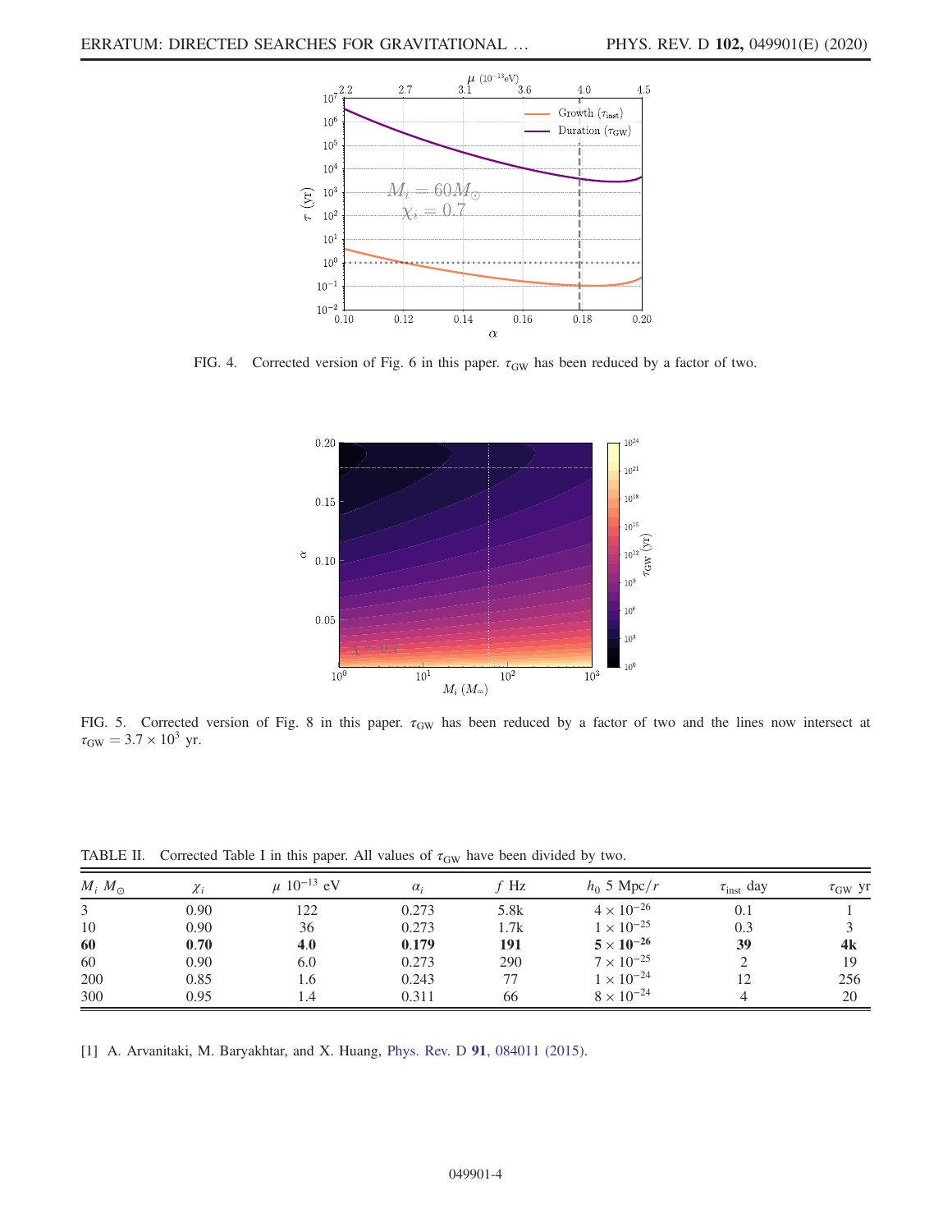$\mu$ ($10^{-13}$eV)

2.2 2.7 3.1 3.6 4.0 4.5

$10^7$ $10^6$ $10^5$ $10^4$ $10^3$ $10^2$ $10^1$ $10^0$ $10^{-1}$ $10^{-2}$

$\tau$ (yr)

Growth ($\tau_{\rm inst}$)

Duration ($\tau_{\rm GW}$)

$M_i = 60M_\odot$

$\chi_i = 0.7$

0.10 0.12 0.14 0.16 0.18 0.20

$\alpha$

FIG. 4. Corrected version of Fig. 6 in this paper. $\tau_{\rm GW}$ has been reduced by a factor of two.

0.20 0.15 0.10 0.05

$\alpha$

$\chi = 0.7$

$10^0$ $10^1$ $10^2$ $10^3$

$M_i$ ($M_\odot$)

$10^{24}$ $10^{21}$ $10^{18}$ $10^{15}$ $10^{12}$ $10^9$ $10^6$ $10^3$ $10^0$

$\tau_{\rm GW}$ (yr)

FIG. 5. Corrected version of Fig. 8 in this paper. $\tau_{\rm GW}$ has been reduced by a factor of two and the lines now intersect at $\tau_{\rm GW} = 3.7 \times 10^3$ yr.

TABLE II. Corrected Table I in this paper. All values of $\tau_{\rm GW}$ have been divided by two.

| $M_i$ $M_\odot$ | $\chi_i$ | $\mu$ $10^{-13}$ eV | $\alpha_i$ | $f$ Hz | $h_0$ 5 Mpc$/r$ | $\tau_{\rm inst}$ day | $\tau_{\rm GW}$ yr |
|---|---|---|---|---|---|---|---|
| 3 | 0.90 | 122 | 0.273 | 5.8k | $4 \times 10^{-26}$ | 0.1 | 1 |
| 10 | 0.90 | 36 | 0.273 | 1.7k | $1 \times 10^{-25}$ | 0.3 | 3 |
| **60** | **0.70** | **4.0** | **0.179** | **191** | $\mathbf{5 \times 10^{-26}}$ | **39** | **4k** |
| 60 | 0.90 | 6.0 | 0.273 | 290 | $7 \times 10^{-25}$ | 2 | 19 |
| 200 | 0.85 | 1.6 | 0.243 | 77 | $1 \times 10^{-24}$ | 12 | 256 |
| 300 | 0.95 | 1.4 | 0.311 | 66 | $8 \times 10^{-24}$ | 4 | 20 |

[1] A. Arvanitaki, M. Baryakhtar, and X. Huang, Phys. Rev. D **91**, 084011 (2015).